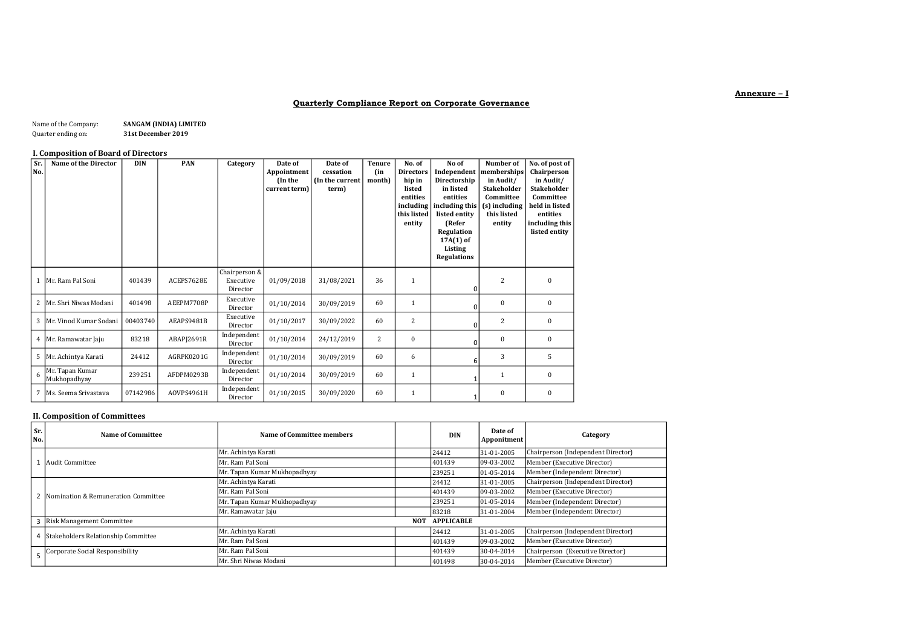**Annexure – I**

## Quarterly Compliance Report on Corporate Governance

Name of the Company: **SANGAM (INDIA) LIMITED**
Quarter ending on: **31st December 2019**

### I. Composition of Board of Directors

| Sr. No. | Name of the Director | DIN | PAN | Category | Date of Appointment (In the current term) | Date of cessation (In the current term) | Tenure (in month) | No. of Directorship in listed entities including this listed entity | No of Independent Directorship in listed entities including this listed entity (Refer Regulation 17A(1) of Listing Regulations | Number of memberships in Audit/ Stakeholder Committee (s) including this listed entity | No. of post of Chairperson in Audit/ Stakeholder Committee held in listed entities including this listed entity |
|---|---|---|---|---|---|---|---|---|---|---|---|
| 1 | Mr. Ram Pal Soni | 401439 | ACEPS7628E | Chairperson & Executive Director | 01/09/2018 | 31/08/2021 | 36 | 1 | 0 | 2 | 0 |
| 2 | Mr. Shri Niwas Modani | 401498 | AEEPM7708P | Executive Director | 01/10/2014 | 30/09/2019 | 60 | 1 | 0 | 0 | 0 |
| 3 | Mr. Vinod Kumar Sodani | 00403740 | AEAPS9481B | Executive Director | 01/10/2017 | 30/09/2022 | 60 | 2 | 0 | 2 | 0 |
| 4 | Mr. Ramawatar Jaju | 83218 | ABAPJ2691R | Independent Director | 01/10/2014 | 24/12/2019 | 2 | 0 | 0 | 0 | 0 |
| 5 | Mr. Achintya Karati | 24412 | AGRPK0201G | Independent Director | 01/10/2014 | 30/09/2019 | 60 | 6 | 6 | 3 | 5 |
| 6 | Mr. Tapan Kumar Mukhopadhyay | 239251 | AFDPM0293B | Independent Director | 01/10/2014 | 30/09/2019 | 60 | 1 | 1 | 1 | 0 |
| 7 | Ms. Seema Srivastava | 07142986 | AOVPS4961H | Independent Director | 01/10/2015 | 30/09/2020 | 60 | 1 | 1 | 0 | 0 |

### II. Composition of Committees

| Sr. No. | Name of Committee | Name of Committee members | | DIN | Date of Appointment | Category |
|---|---|---|---|---|---|---|
| 1 | Audit Committee | Mr. Achintya Karati | | 24412 | 31-01-2005 | Chairperson (Independent Director) |
| | | Mr. Ram Pal Soni | | 401439 | 09-03-2002 | Member (Executive Director) |
| | | Mr. Tapan Kumar Mukhopadhyay | | 239251 | 01-05-2014 | Member (Independent Director) |
| 2 | Nomination & Remuneration Committee | Mr. Achintya Karati | | 24412 | 31-01-2005 | Chairperson (Independent Director) |
| | | Mr. Ram Pal Soni | | 401439 | 09-03-2002 | Member (Executive Director) |
| | | Mr. Tapan Kumar Mukhopadhyay | | 239251 | 01-05-2014 | Member (Independent Director) |
| | | Mr. Ramawatar Jaju | | 83218 | 31-01-2004 | Member (Independent Director) |
| 3 | Risk Management Committee | | NOT | APPLICABLE | | |
| 4 | Stakeholders Relationship Committee | Mr. Achintya Karati | | 24412 | 31-01-2005 | Chairperson (Independent Director) |
| | | Mr. Ram Pal Soni | | 401439 | 09-03-2002 | Member (Executive Director) |
| 5 | Corporate Social Responsibility | Mr. Ram Pal Soni | | 401439 | 30-04-2014 | Chairperson (Executive Director) |
| | | Mr. Shri Niwas Modani | | 401498 | 30-04-2014 | Member (Executive Director) |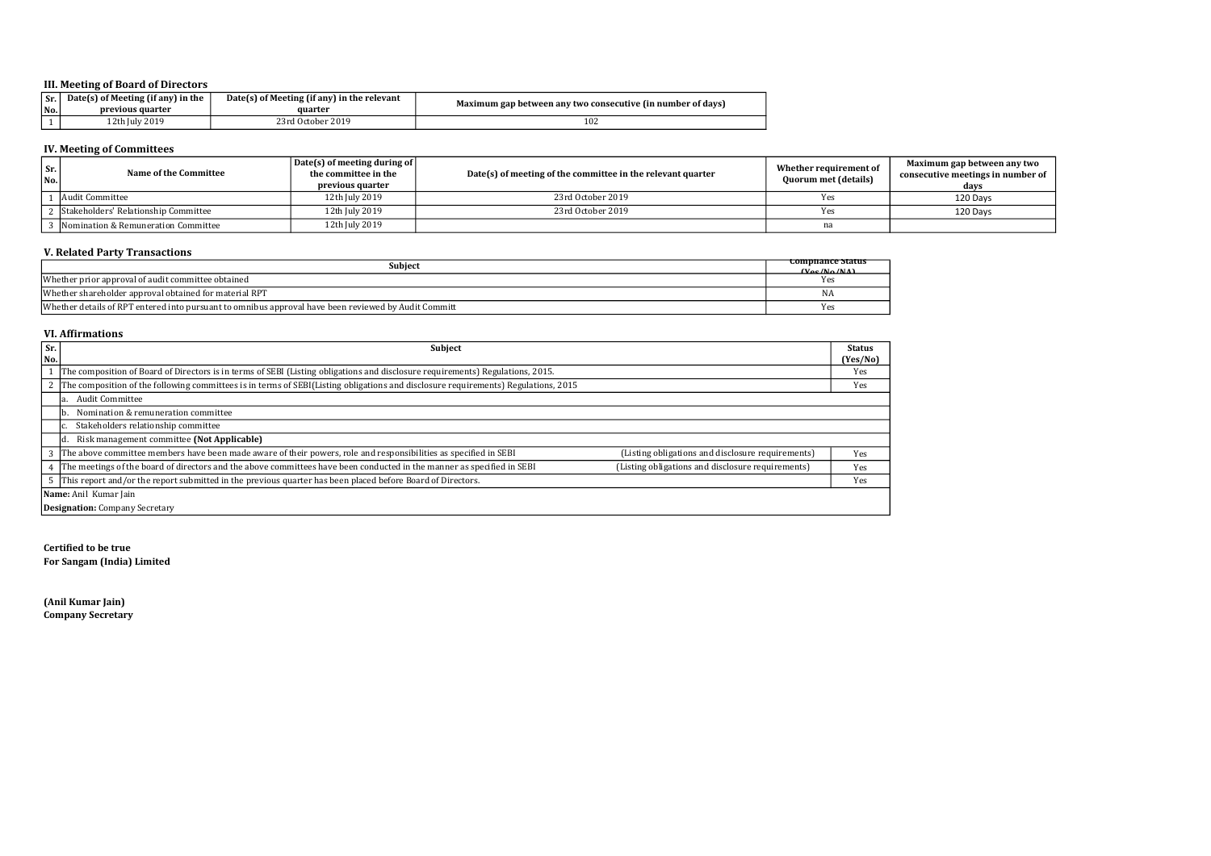### III. Meeting of Board of Directors

| Sr. No. | Date(s) of Meeting (if any) in the previous quarter | Date(s) of Meeting (if any) in the relevant quarter | Maximum gap between any two consecutive (in number of days) |
|---|---|---|---|
| 1 | 12th July 2019 | 23rd October 2019 | 102 |

### IV. Meeting of Committees

| Sr. No. | Name of the Committee | Date(s) of meeting during of the committee in the previous quarter | Date(s) of meeting of the committee in the relevant quarter | Whether requirement of Quorum met (details) | Maximum gap between any two consecutive meetings in number of days |
|---|---|---|---|---|---|
| 1 | Audit Committee | 12th July 2019 | 23rd October 2019 | Yes | 120 Days |
| 2 | Stakeholders' Relationship Committee | 12th July 2019 | 23rd October 2019 | Yes | 120 Days |
| 3 | Nomination & Remuneration Committee | 12th July 2019 | | na | |

### V. Related Party Transactions

| Subject | Compliance Status (Yes/No/NA) |
|---|---|
| Whether prior approval of audit committee obtained | Yes |
| Whether shareholder approval obtained for material RPT | NA |
| Whether details of RPT entered into pursuant to omnibus approval have been reviewed by Audit Committ | Yes |

### VI. Affirmations

| Sr. No. | Subject | Status (Yes/No) |
|---|---|---|
| 1 | The composition of Board of Directors is in terms of SEBI (Listing obligations and disclosure requirements) Regulations, 2015. | Yes |
| 2 | The composition of the following committees is in terms of SEBI(Listing obligations and disclosure requirements) Regulations, 2015 | Yes |
| | a. Audit Committee | |
| | b. Nomination & remuneration committee | |
| | c. Stakeholders relationship committee | |
| | d. Risk management committee **(Not Applicable)** | |
| 3 | The above committee members have been made aware of their powers, role and responsibilities as specified in SEBI (Listing obligations and disclosure requirements) | Yes |
| 4 | The meetings of the board of directors and the above committees have been conducted in the manner as specified in SEBI (Listing obligations and disclosure requirements) | Yes |
| 5 | This report and/or the report submitted in the previous quarter has been placed before Board of Directors. | Yes |
| **Name:** Anil Kumar Jain | | |
| **Designation:** Company Secretary | | |

**Certified to be true**
**For Sangam (India) Limited**

**(Anil Kumar Jain)**
**Company Secretary**